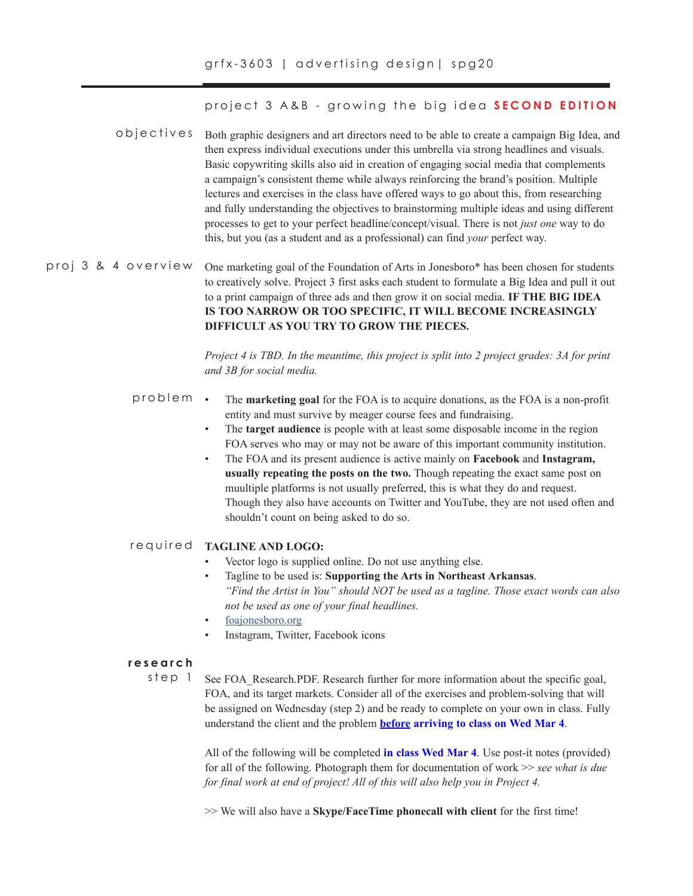grfx-3603 | advertising design | spg20

## project 3 A&B - growing the big idea **SECOND EDITION**

**objectives**

Both graphic designers and art directors need to be able to create a campaign Big Idea, and then express individual executions under this umbrella via strong headlines and visuals. Basic copywriting skills also aid in creation of engaging social media that complements a campaign's consistent theme while always reinforcing the brand's position. Multiple lectures and exercises in the class have offered ways to go about this, from researching and fully understanding the objectives to brainstorming multiple ideas and using different processes to get to your perfect headline/concept/visual. There is not *just one* way to do this, but you (as a student and as a professional) can find *your* perfect way.

**proj 3 & 4 overview**

One marketing goal of the Foundation of Arts in Jonesboro* has been chosen for students to creatively solve. Project 3 first asks each student to formulate a Big Idea and pull it out to a print campaign of three ads and then grow it on social media. **IF THE BIG IDEA IS TOO NARROW OR TOO SPECIFIC, IT WILL BECOME INCREASINGLY DIFFICULT AS YOU TRY TO GROW THE PIECES.**

*Project 4 is TBD. In the meantime, this project is split into 2 project grades: 3A for print and 3B for social media.*

**problem**

- The **marketing goal** for the FOA is to acquire donations, as the FOA is a non-profit entity and must survive by meager course fees and fundraising.
- The **target audience** is people with at least some disposable income in the region FOA serves who may or may not be aware of this important community institution.
- The FOA and its present audience is active mainly on **Facebook** and **Instagram, usually repeating the posts on the two.** Though repeating the exact same post on muultiple platforms is not usually preferred, this is what they do and request. Though they also have accounts on Twitter and YouTube, they are not used often and shouldn't count on being asked to do so.

**required**

**TAGLINE AND LOGO:**

- Vector logo is supplied online. Do not use anything else.
- Tagline to be used is: **Supporting the Arts in Northeast Arkansas**.
  *"Find the Artist in You" should NOT be used as a tagline. Those exact words can also not be used as one of your final headlines.*
- foajonesboro.org
- Instagram, Twitter, Facebook icons

**research**
step 1

See FOA_Research.PDF. Research further for more information about the specific goal, FOA, and its target markets. Consider all of the exercises and problem-solving that will be assigned on Wednesday (step 2) and be ready to complete on your own in class. Fully understand the client and the problem **before arriving to class on Wed Mar 4**.

All of the following will be completed **in class Wed Mar 4**. Use post-it notes (provided) for all of the following. Photograph them for documentation of work >> *see what is due for final work at end of project! All of this will also help you in Project 4.*

>> We will also have a **Skype/FaceTime phonecall with client** for the first time!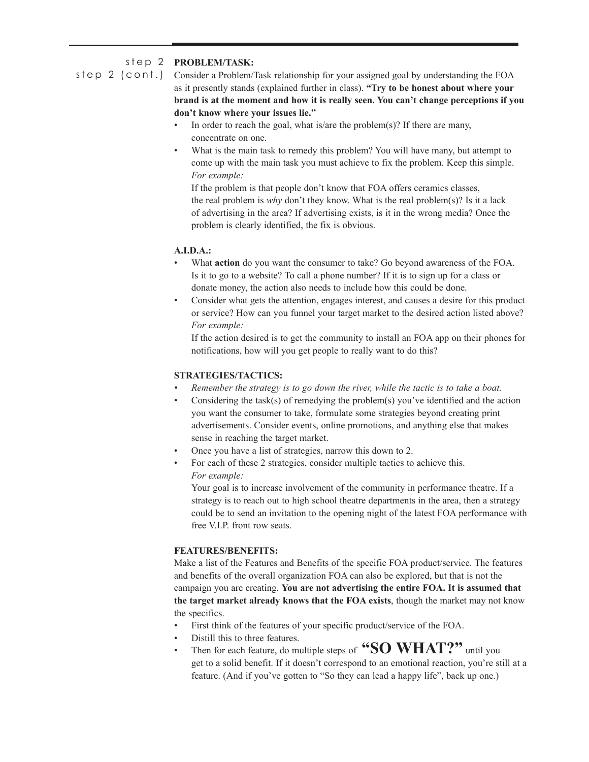step 2

step 2 (cont.)

**PROBLEM/TASK:**

Consider a Problem/Task relationship for your assigned goal by understanding the FOA as it presently stands (explained further in class). **"Try to be honest about where your brand is at the moment and how it is really seen. You can't change perceptions if you don't know where your issues lie."**

- In order to reach the goal, what is/are the problem(s)? If there are many, concentrate on one.
- What is the main task to remedy this problem? You will have many, but attempt to come up with the main task you must achieve to fix the problem. Keep this simple.
  *For example:*
  If the problem is that people don't know that FOA offers ceramics classes, the real problem is *why* don't they know. What is the real problem(s)? Is it a lack of advertising in the area? If advertising exists, is it in the wrong media? Once the problem is clearly identified, the fix is obvious.

**A.I.D.A.:**

- What **action** do you want the consumer to take? Go beyond awareness of the FOA. Is it to go to a website? To call a phone number? If it is to sign up for a class or donate money, the action also needs to include how this could be done.
- Consider what gets the attention, engages interest, and causes a desire for this product or service? How can you funnel your target market to the desired action listed above?
  *For example:*
  If the action desired is to get the community to install an FOA app on their phones for notifications, how will you get people to really want to do this?

**STRATEGIES/TACTICS:**

- *Remember the strategy is to go down the river, while the tactic is to take a boat.*
- Considering the task(s) of remedying the problem(s) you've identified and the action you want the consumer to take, formulate some strategies beyond creating print advertisements. Consider events, online promotions, and anything else that makes sense in reaching the target market.
- Once you have a list of strategies, narrow this down to 2.
- For each of these 2 strategies, consider multiple tactics to achieve this.
  *For example:*
  Your goal is to increase involvement of the community in performance theatre. If a strategy is to reach out to high school theatre departments in the area, then a strategy could be to send an invitation to the opening night of the latest FOA performance with free V.I.P. front row seats.

**FEATURES/BENEFITS:**

Make a list of the Features and Benefits of the specific FOA product/service. The features and benefits of the overall organization FOA can also be explored, but that is not the campaign you are creating. **You are not advertising the entire FOA. It is assumed that the target market already knows that the FOA exists**, though the market may not know the specifics.

- First think of the features of your specific product/service of the FOA.
- Distill this to three features.
- Then for each feature, do multiple steps of **"SO WHAT?"** until you get to a solid benefit. If it doesn't correspond to an emotional reaction, you're still at a feature. (And if you've gotten to "So they can lead a happy life", back up one.)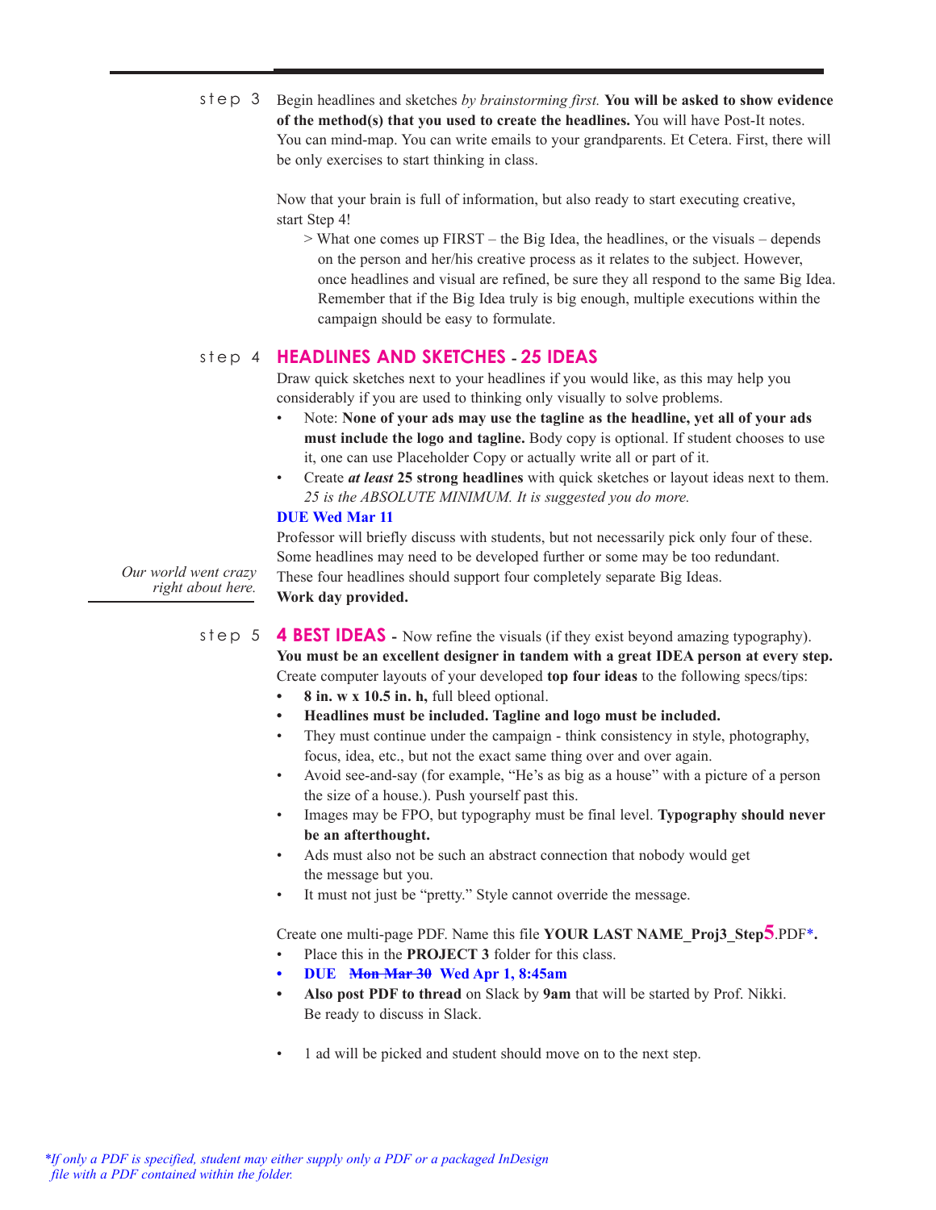step 3 Begin headlines and sketches *by brainstorming first.* **You will be asked to show evidence of the method(s) that you used to create the headlines.** You will have Post-It notes. You can mind-map. You can write emails to your grandparents. Et Cetera. First, there will be only exercises to start thinking in class.

Now that your brain is full of information, but also ready to start executing creative, start Step 4!

> What one comes up FIRST – the Big Idea, the headlines, or the visuals – depends on the person and her/his creative process as it relates to the subject. However, once headlines and visual are refined, be sure they all respond to the same Big Idea. Remember that if the Big Idea truly is big enough, multiple executions within the campaign should be easy to formulate.

## step 4 HEADLINES AND SKETCHES - 25 IDEAS

Draw quick sketches next to your headlines if you would like, as this may help you considerably if you are used to thinking only visually to solve problems.

- Note: **None of your ads may use the tagline as the headline, yet all of your ads must include the logo and tagline.** Body copy is optional. If student chooses to use it, one can use Placeholder Copy or actually write all or part of it.
- Create ***at least* 25 strong headlines** with quick sketches or layout ideas next to them. *25 is the ABSOLUTE MINIMUM. It is suggested you do more.*

**DUE Wed Mar 11**

Professor will briefly discuss with students, but not necessarily pick only four of these. Some headlines may need to be developed further or some may be too redundant. These four headlines should support four completely separate Big Ideas.
**Work day provided.**

*Our world went crazy right about here.*

## step 5 4 BEST IDEAS - Now refine the visuals (if they exist beyond amazing typography).

**You must be an excellent designer in tandem with a great IDEA person at every step.** Create computer layouts of your developed **top four ideas** to the following specs/tips:

- **8 in. w x 10.5 in. h,** full bleed optional.
- **Headlines must be included. Tagline and logo must be included.**
- They must continue under the campaign - think consistency in style, photography, focus, idea, etc., but not the exact same thing over and over again.
- Avoid see-and-say (for example, “He’s as big as a house” with a picture of a person the size of a house.). Push yourself past this.
- Images may be FPO, but typography must be final level. **Typography should never be an afterthought.**
- Ads must also not be such an abstract connection that nobody would get the message but you.
- It must not just be “pretty.” Style cannot override the message.

Create one multi-page PDF. Name this file **YOUR LAST NAME_Proj3_Step5**.PDF*.

- Place this in the **PROJECT 3** folder for this class.
- **DUE ~~Mon Mar 30~~ Wed Apr 1, 8:45am**
- **Also post PDF to thread** on Slack by **9am** that will be started by Prof. Nikki. Be ready to discuss in Slack.

- 1 ad will be picked and student should move on to the next step.

*\*If only a PDF is specified, student may either supply only a PDF or a packaged InDesign file with a PDF contained within the folder.*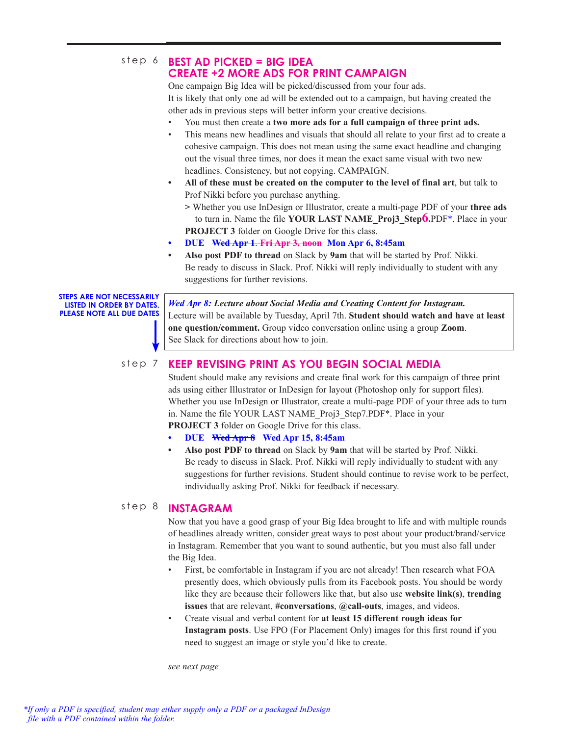step 6

## BEST AD PICKED = BIG IDEA
## CREATE +2 MORE ADS FOR PRINT CAMPAIGN

One campaign Big Idea will be picked/discussed from your four ads.
It is likely that only one ad will be extended out to a campaign, but having created the other ads in previous steps will better inform your creative decisions.

- You must then create a **two more ads for a full campaign of three print ads.**
- This means new headlines and visuals that should all relate to your first ad to create a cohesive campaign. This does not mean using the same exact headline and changing out the visual three times, nor does it mean the exact same visual with two new headlines. Consistency, but not copying. CAMPAIGN.
- **All of these must be created on the computer to the level of final art**, but talk to Prof Nikki before you purchase anything.
  > Whether you use InDesign or Illustrator, create a multi-page PDF of your **three ads** to turn in. Name the file **YOUR LAST NAME_Proj3_Step6.**PDF*. Place in your **PROJECT 3** folder on Google Drive for this class.
- **DUE ~~Wed Apr 1~~. ~~Fri Apr 3, noon~~ Mon Apr 6, 8:45am**
- **Also post PDF to thread** on Slack by **9am** that will be started by Prof. Nikki. Be ready to discuss in Slack. Prof. Nikki will reply individually to student with any suggestions for further revisions.

**STEPS ARE NOT NECESSARILY LISTED IN ORDER BY DATES. PLEASE NOTE ALL DUE DATES**

> ***Wed Apr 8:* Lecture about Social Media and Creating Content for Instagram.**
> Lecture will be available by Tuesday, April 7th. **Student should watch and have at least one question/comment.** Group video conversation online using a group **Zoom**.
> See Slack for directions about how to join.

step 7

## KEEP REVISING PRINT AS YOU BEGIN SOCIAL MEDIA

Student should make any revisions and create final work for this campaign of three print ads using either Illustrator or InDesign for layout (Photoshop only for support files). Whether you use InDesign or Illustrator, create a multi-page PDF of your three ads to turn in. Name the file YOUR LAST NAME_Proj3_Step7.PDF*. Place in your **PROJECT 3** folder on Google Drive for this class.

- **DUE ~~Wed Apr 8~~ Wed Apr 15, 8:45am**
- **Also post PDF to thread** on Slack by **9am** that will be started by Prof. Nikki. Be ready to discuss in Slack. Prof. Nikki will reply individually to student with any suggestions for further revisions. Student should continue to revise work to be perfect, individually asking Prof. Nikki for feedback if necessary.

step 8

## INSTAGRAM

Now that you have a good grasp of your Big Idea brought to life and with multiple rounds of headlines already written, consider great ways to post about your product/brand/service in Instagram. Remember that you want to sound authentic, but you must also fall under the Big Idea.

- First, be comfortable in Instagram if you are not already! Then research what FOA presently does, which obviously pulls from its Facebook posts. You should be wordy like they are because their followers like that, but also use **website link(s)**, **trending issues** that are relevant, **#conversations**, **@call-outs**, images, and videos.
- Create visual and verbal content for **at least 15 different rough ideas for Instagram posts**. Use FPO (For Placement Only) images for this first round if you need to suggest an image or style you'd like to create.

*see next page*

*\*If only a PDF is specified, student may either supply only a PDF or a packaged InDesign file with a PDF contained within the folder.*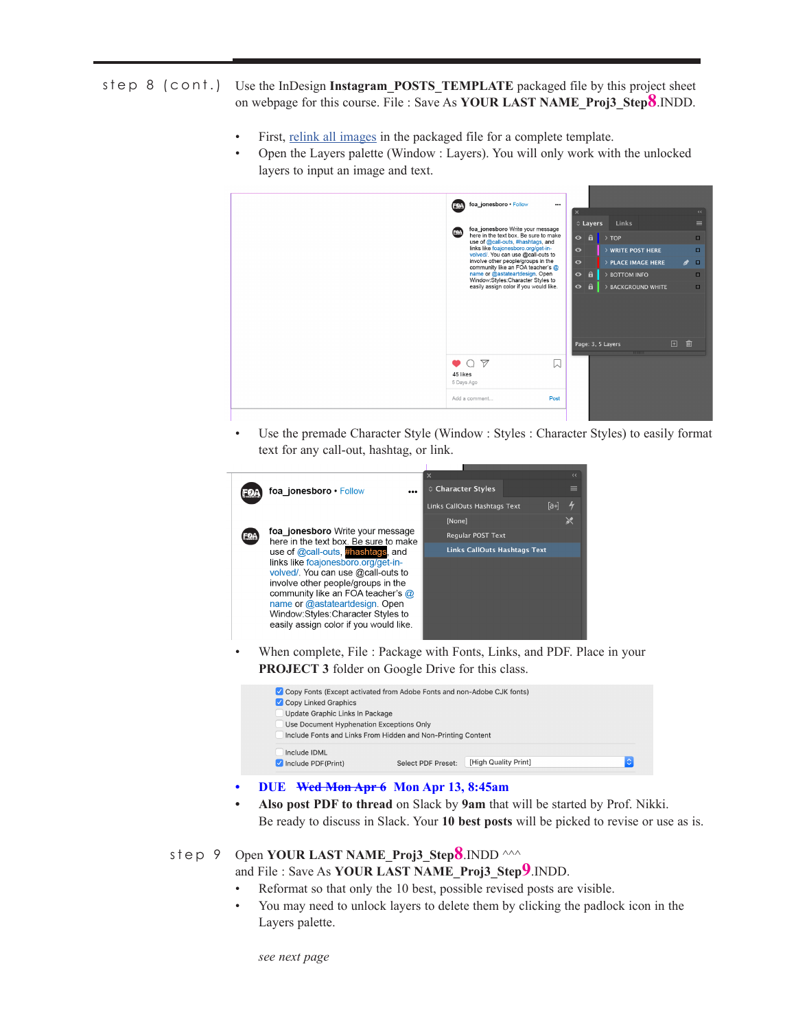step 8 (cont.) Use the InDesign **Instagram_POSTS_TEMPLATE** packaged file by this project sheet on webpage for this course. File : Save As **YOUR LAST NAME_Proj3_Step8**.INDD.

- First, relink all images in the packaged file for a complete template.
- Open the Layers palette (Window : Layers). You will only work with the unlocked layers to input an image and text.

- Use the premade Character Style (Window : Styles : Character Styles) to easily format text for any call-out, hashtag, or link.

- When complete, File : Package with Fonts, Links, and PDF. Place in your **PROJECT 3** folder on Google Drive for this class.

- **DUE ~~Wed Mon Apr 6~~ Mon Apr 13, 8:45am**
- **Also post PDF to thread** on Slack by **9am** that will be started by Prof. Nikki. Be ready to discuss in Slack. Your **10 best posts** will be picked to revise or use as is.

step 9 Open **YOUR LAST NAME_Proj3_Step8**.INDD ^^^ and File : Save As **YOUR LAST NAME_Proj3_Step9**.INDD.

- Reformat so that only the 10 best, possible revised posts are visible.
- You may need to unlock layers to delete them by clicking the padlock icon in the Layers palette.

*see next page*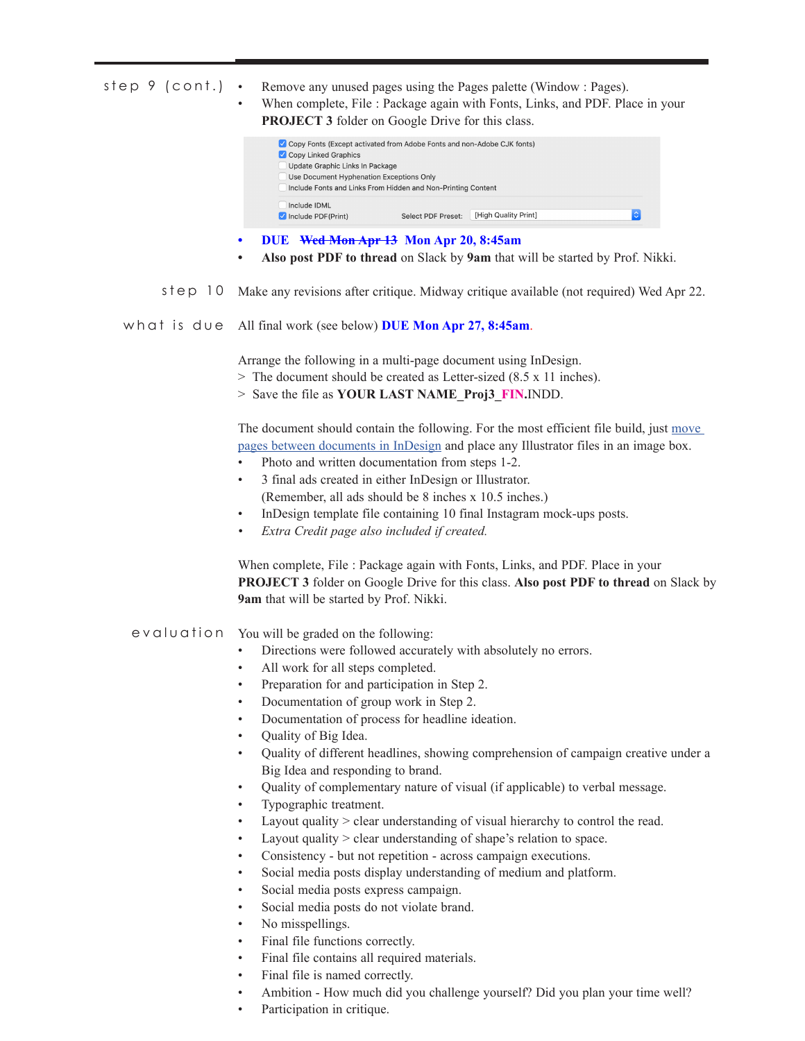**step 9 (cont.)**

- Remove any unused pages using the Pages palette (Window : Pages).
- When complete, File : Package again with Fonts, Links, and PDF. Place in your **PROJECT 3** folder on Google Drive for this class.

  - [x] Copy Fonts (Except activated from Adobe Fonts and non-Adobe CJK fonts)
  - [x] Copy Linked Graphics
  - [ ] Update Graphic Links In Package
  - [ ] Use Document Hyphenation Exceptions Only
  - [ ] Include Fonts and Links From Hidden and Non-Printing Content
  - [ ] Include IDML
  - [x] Include PDF(Print) — Select PDF Preset: [High Quality Print]

- **DUE ~~Wed Mon Apr 13~~ Mon Apr 20, 8:45am**
- **Also post PDF to thread** on Slack by **9am** that will be started by Prof. Nikki.

**step 10**

Make any revisions after critique. Midway critique available (not required) Wed Apr 22.

**what is due**

All final work (see below) **DUE Mon Apr 27, 8:45am**.

Arrange the following in a multi-page document using InDesign.
> The document should be created as Letter-sized (8.5 x 11 inches).
> Save the file as **YOUR LAST NAME_Proj3_FIN.**INDD.

The document should contain the following. For the most efficient file build, just move pages between documents in InDesign and place any Illustrator files in an image box.

- Photo and written documentation from steps 1-2.
- 3 final ads created in either InDesign or Illustrator.
  (Remember, all ads should be 8 inches x 10.5 inches.)
- InDesign template file containing 10 final Instagram mock-ups posts.
- *Extra Credit page also included if created.*

When complete, File : Package again with Fonts, Links, and PDF. Place in your **PROJECT 3** folder on Google Drive for this class. **Also post PDF to thread** on Slack by **9am** that will be started by Prof. Nikki.

**evaluation**

You will be graded on the following:

- Directions were followed accurately with absolutely no errors.
- All work for all steps completed.
- Preparation for and participation in Step 2.
- Documentation of group work in Step 2.
- Documentation of process for headline ideation.
- Quality of Big Idea.
- Quality of different headlines, showing comprehension of campaign creative under a Big Idea and responding to brand.
- Quality of complementary nature of visual (if applicable) to verbal message.
- Typographic treatment.
- Layout quality > clear understanding of visual hierarchy to control the read.
- Layout quality > clear understanding of shape's relation to space.
- Consistency - but not repetition - across campaign executions.
- Social media posts display understanding of medium and platform.
- Social media posts express campaign.
- Social media posts do not violate brand.
- No misspellings.
- Final file functions correctly.
- Final file contains all required materials.
- Final file is named correctly.
- Ambition - How much did you challenge yourself? Did you plan your time well?
- Participation in critique.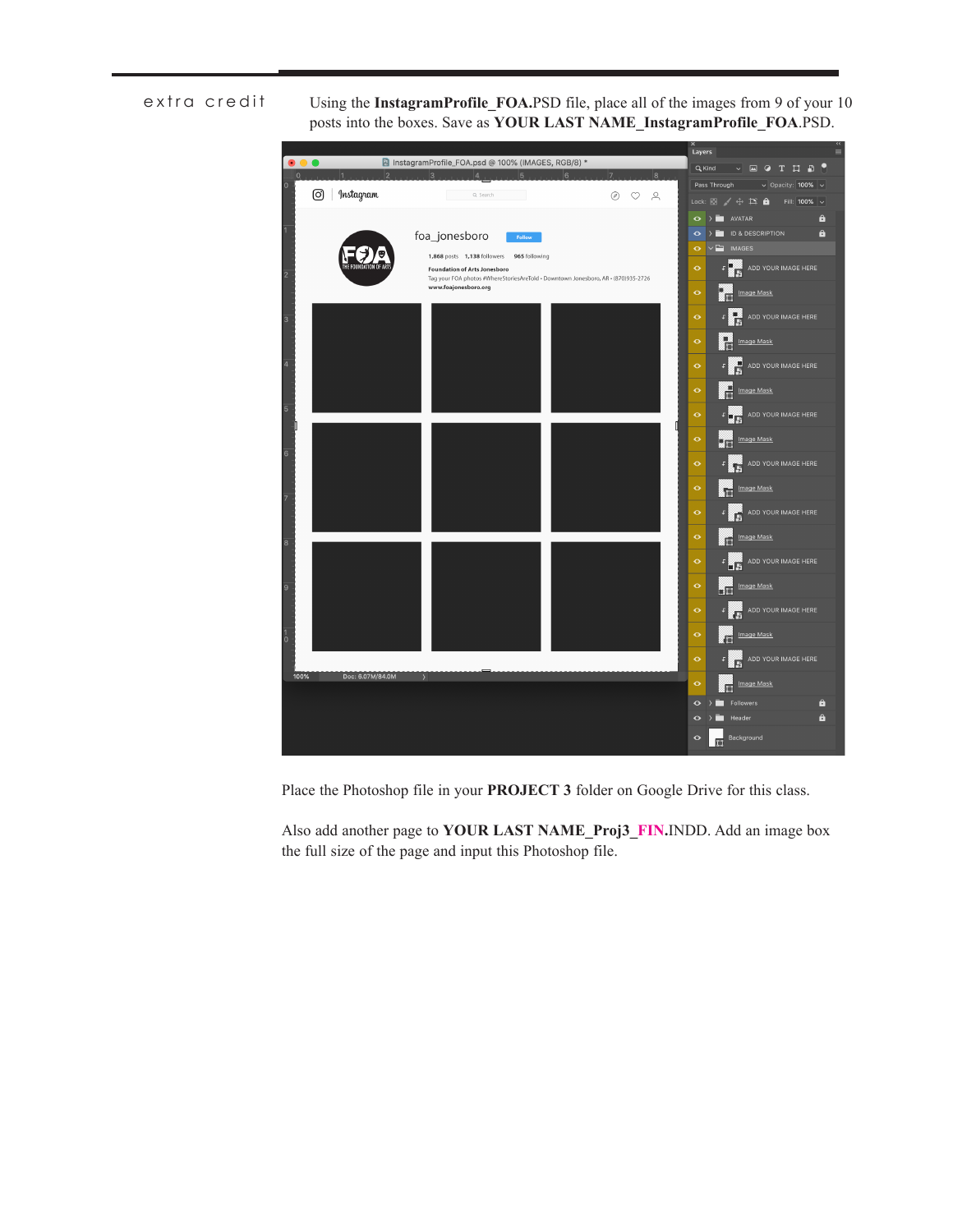extra credit

Using the **InstagramProfile_FOA.**PSD file, place all of the images from 9 of your 10 posts into the boxes. Save as **YOUR LAST NAME_InstagramProfile_FOA**.PSD.

Place the Photoshop file in your **PROJECT 3** folder on Google Drive for this class.

Also add another page to **YOUR LAST NAME_Proj3_FIN.**INDD. Add an image box the full size of the page and input this Photoshop file.